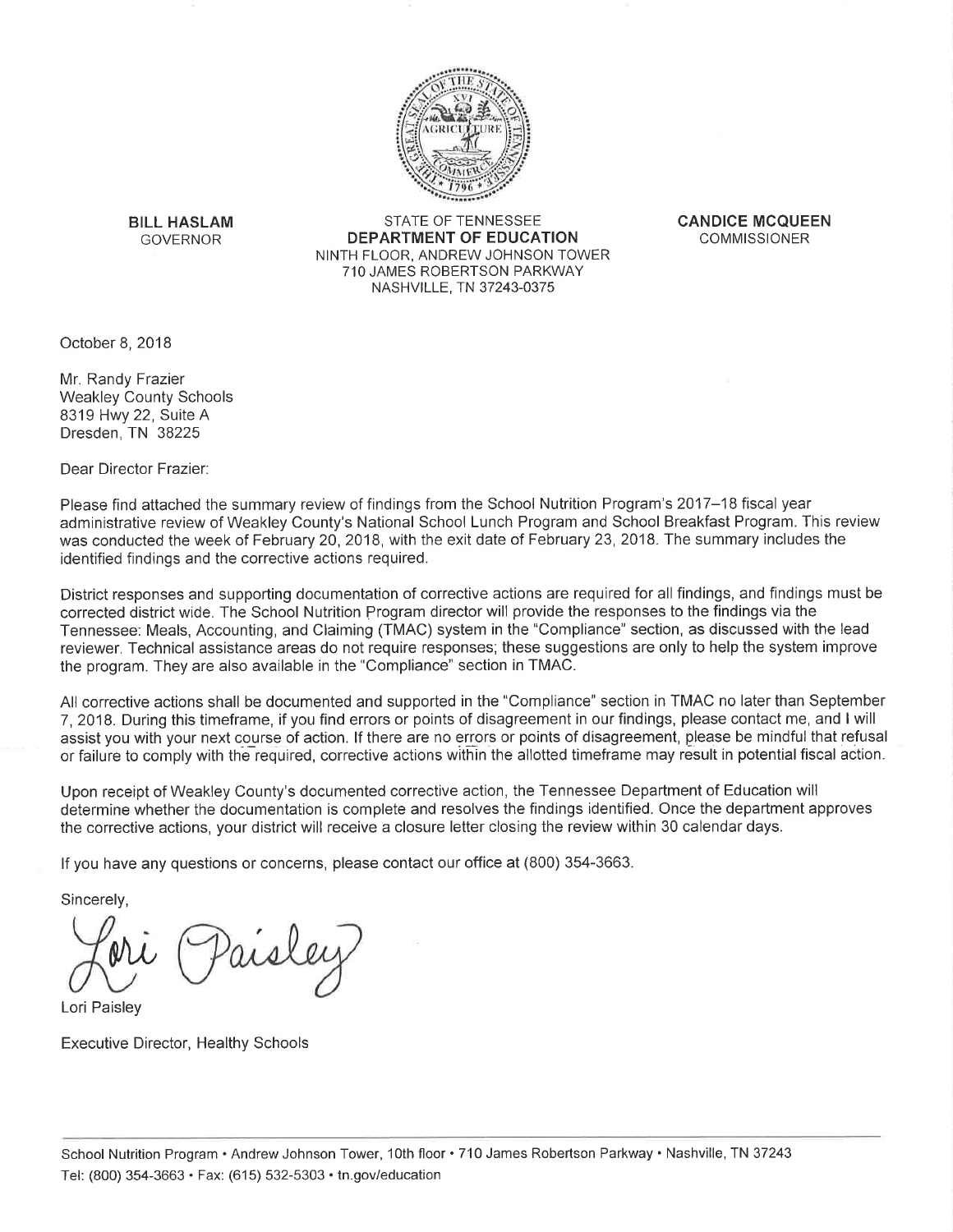**BILL HASLAM**
GOVERNOR

STATE OF TENNESSEE
**DEPARTMENT OF EDUCATION**
NINTH FLOOR, ANDREW JOHNSON TOWER
710 JAMES ROBERTSON PARKWAY
NASHVILLE, TN 37243-0375

**CANDICE MCQUEEN**
COMMISSIONER

October 8, 2018

Mr. Randy Frazier
Weakley County Schools
8319 Hwy 22, Suite A
Dresden, TN 38225

Dear Director Frazier:

Please find attached the summary review of findings from the School Nutrition Program's 2017–18 fiscal year administrative review of Weakley County's National School Lunch Program and School Breakfast Program. This review was conducted the week of February 20, 2018, with the exit date of February 23, 2018. The summary includes the identified findings and the corrective actions required.

District responses and supporting documentation of corrective actions are required for all findings, and findings must be corrected district wide. The School Nutrition Program director will provide the responses to the findings via the Tennessee: Meals, Accounting, and Claiming (TMAC) system in the "Compliance" section, as discussed with the lead reviewer. Technical assistance areas do not require responses; these suggestions are only to help the system improve the program. They are also available in the "Compliance" section in TMAC.

All corrective actions shall be documented and supported in the "Compliance" section in TMAC no later than September 7, 2018. During this timeframe, if you find errors or points of disagreement in our findings, please contact me, and I will assist you with your next course of action. If there are no errors or points of disagreement, please be mindful that refusal or failure to comply with the required, corrective actions within the allotted timeframe may result in potential fiscal action.

Upon receipt of Weakley County's documented corrective action, the Tennessee Department of Education will determine whether the documentation is complete and resolves the findings identified. Once the department approves the corrective actions, your district will receive a closure letter closing the review within 30 calendar days.

If you have any questions or concerns, please contact our office at (800) 354-3663.

Sincerely,

Lori Paisley

Lori Paisley

Executive Director, Healthy Schools

School Nutrition Program • Andrew Johnson Tower, 10th floor • 710 James Robertson Parkway • Nashville, TN 37243
Tel: (800) 354-3663 • Fax: (615) 532-5303 • tn.gov/education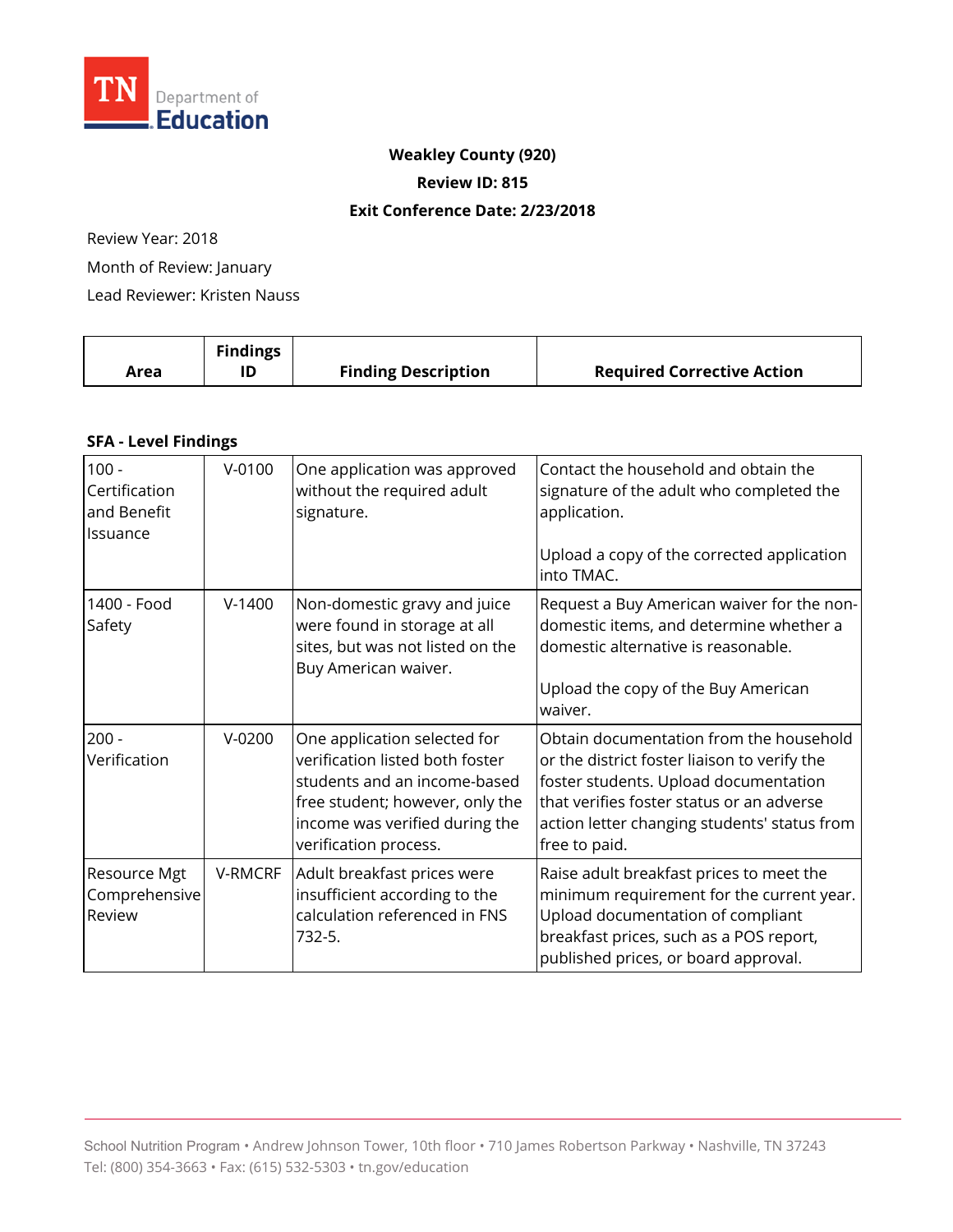**Weakley County (920)**

**Review ID: 815**

**Exit Conference Date: 2/23/2018**

Review Year: 2018

Month of Review: January

Lead Reviewer: Kristen Nauss

| Area | Findings ID | Finding Description | Required Corrective Action |
|---|---|---|---|

**SFA - Level Findings**

| Area | Findings ID | Finding Description | Required Corrective Action |
|---|---|---|---|
| 100 - Certification and Benefit Issuance | V-0100 | One application was approved without the required adult signature. | Contact the household and obtain the signature of the adult who completed the application.<br><br>Upload a copy of the corrected application into TMAC. |
| 1400 - Food Safety | V-1400 | Non-domestic gravy and juice were found in storage at all sites, but was not listed on the Buy American waiver. | Request a Buy American waiver for the non-domestic items, and determine whether a domestic alternative is reasonable.<br><br>Upload the copy of the Buy American waiver. |
| 200 - Verification | V-0200 | One application selected for verification listed both foster students and an income-based free student; however, only the income was verified during the verification process. | Obtain documentation from the household or the district foster liaison to verify the foster students. Upload documentation that verifies foster status or an adverse action letter changing students' status from free to paid. |
| Resource Mgt Comprehensive Review | V-RMCRF | Adult breakfast prices were insufficient according to the calculation referenced in FNS 732-5. | Raise adult breakfast prices to meet the minimum requirement for the current year. Upload documentation of compliant breakfast prices, such as a POS report, published prices, or board approval. |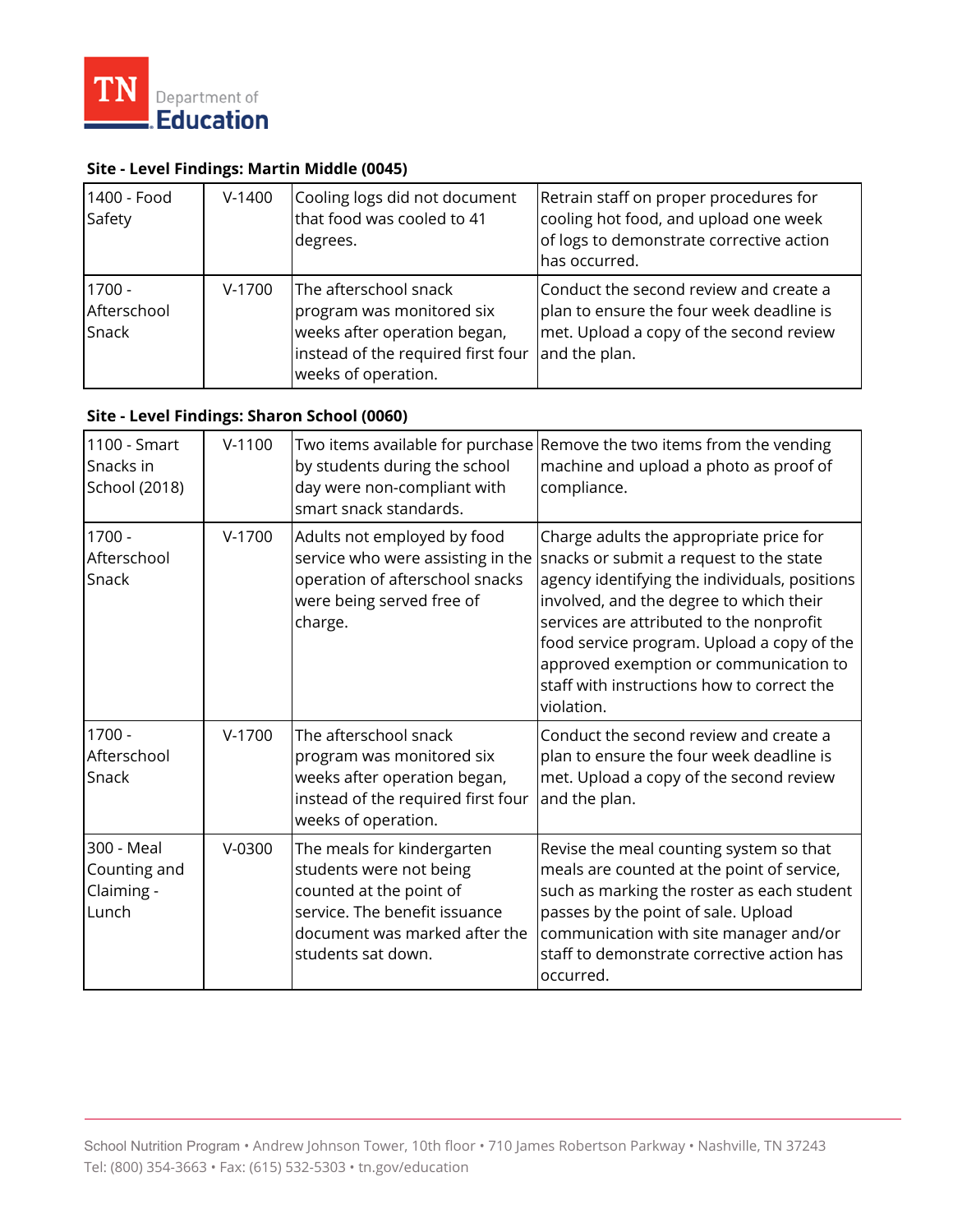### Site - Level Findings: Martin Middle (0045)

| | | | |
|---|---|---|---|
| 1400 - Food Safety | V-1400 | Cooling logs did not document that food was cooled to 41 degrees. | Retrain staff on proper procedures for cooling hot food, and upload one week of logs to demonstrate corrective action has occurred. |
| 1700 - Afterschool Snack | V-1700 | The afterschool snack program was monitored six weeks after operation began, instead of the required first four weeks of operation. | Conduct the second review and create a plan to ensure the four week deadline is met. Upload a copy of the second review and the plan. |

### Site - Level Findings: Sharon School (0060)

| | | | |
|---|---|---|---|
| 1100 - Smart Snacks in School (2018) | V-1100 | Two items available for purchase by students during the school day were non-compliant with smart snack standards. | Remove the two items from the vending machine and upload a photo as proof of compliance. |
| 1700 - Afterschool Snack | V-1700 | Adults not employed by food service who were assisting in the operation of afterschool snacks were being served free of charge. | Charge adults the appropriate price for snacks or submit a request to the state agency identifying the individuals, positions involved, and the degree to which their services are attributed to the nonprofit food service program. Upload a copy of the approved exemption or communication to staff with instructions how to correct the violation. |
| 1700 - Afterschool Snack | V-1700 | The afterschool snack program was monitored six weeks after operation began, instead of the required first four weeks of operation. | Conduct the second review and create a plan to ensure the four week deadline is met. Upload a copy of the second review and the plan. |
| 300 - Meal Counting and Claiming - Lunch | V-0300 | The meals for kindergarten students were not being counted at the point of service. The benefit issuance document was marked after the students sat down. | Revise the meal counting system so that meals are counted at the point of service, such as marking the roster as each student passes by the point of sale. Upload communication with site manager and/or staff to demonstrate corrective action has occurred. |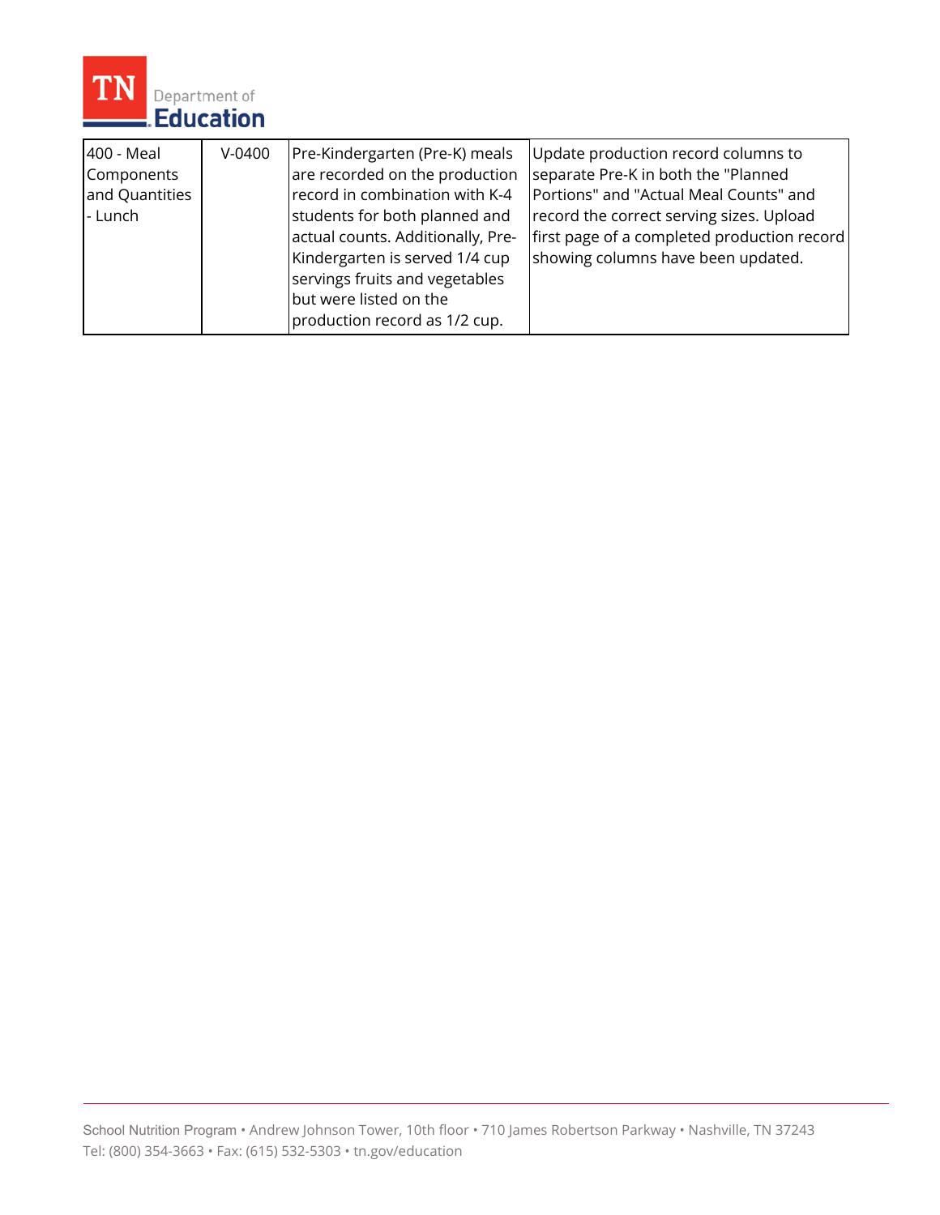| | | | |
|---|---|---|---|
| 400 - Meal Components and Quantities - Lunch | V-0400 | Pre-Kindergarten (Pre-K) meals are recorded on the production record in combination with K-4 students for both planned and actual counts. Additionally, Pre-Kindergarten is served 1/4 cup servings fruits and vegetables but were listed on the production record as 1/2 cup. | Update production record columns to separate Pre-K in both the "Planned Portions" and "Actual Meal Counts" and record the correct serving sizes. Upload first page of a completed production record showing columns have been updated. |